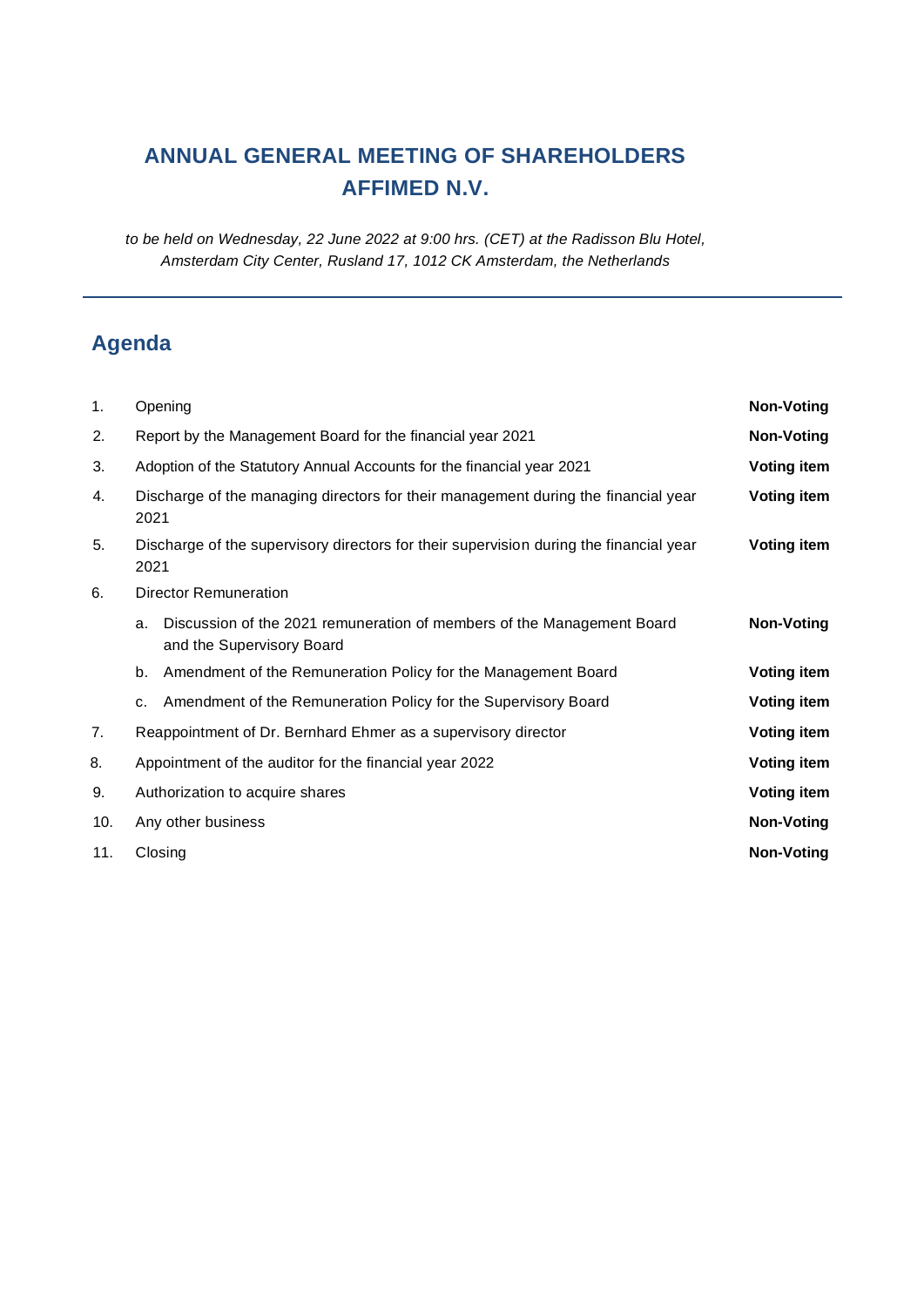# ANNUAL GENERAL MEETING OF SHAREHOLDERS AFFIMED N.V.

*to be held on Wednesday, 22 June 2022 at 9:00 hrs. (CET) at the Radisson Blu Hotel, Amsterdam City Center, Rusland 17, 1012 CK Amsterdam, the Netherlands*

---

## Agenda

| | | |
|---|---|---|
| 1. | Opening | **Non-Voting** |
| 2. | Report by the Management Board for the financial year 2021 | **Non-Voting** |
| 3. | Adoption of the Statutory Annual Accounts for the financial year 2021 | **Voting item** |
| 4. | Discharge of the managing directors for their management during the financial year 2021 | **Voting item** |
| 5. | Discharge of the supervisory directors for their supervision during the financial year 2021 | **Voting item** |
| 6. | Director Remuneration | |
| | a. Discussion of the 2021 remuneration of members of the Management Board and the Supervisory Board | **Non-Voting** |
| | b. Amendment of the Remuneration Policy for the Management Board | **Voting item** |
| | c. Amendment of the Remuneration Policy for the Supervisory Board | **Voting item** |
| 7. | Reappointment of Dr. Bernhard Ehmer as a supervisory director | **Voting item** |
| 8. | Appointment of the auditor for the financial year 2022 | **Voting item** |
| 9. | Authorization to acquire shares | **Voting item** |
| 10. | Any other business | **Non-Voting** |
| 11. | Closing | **Non-Voting** |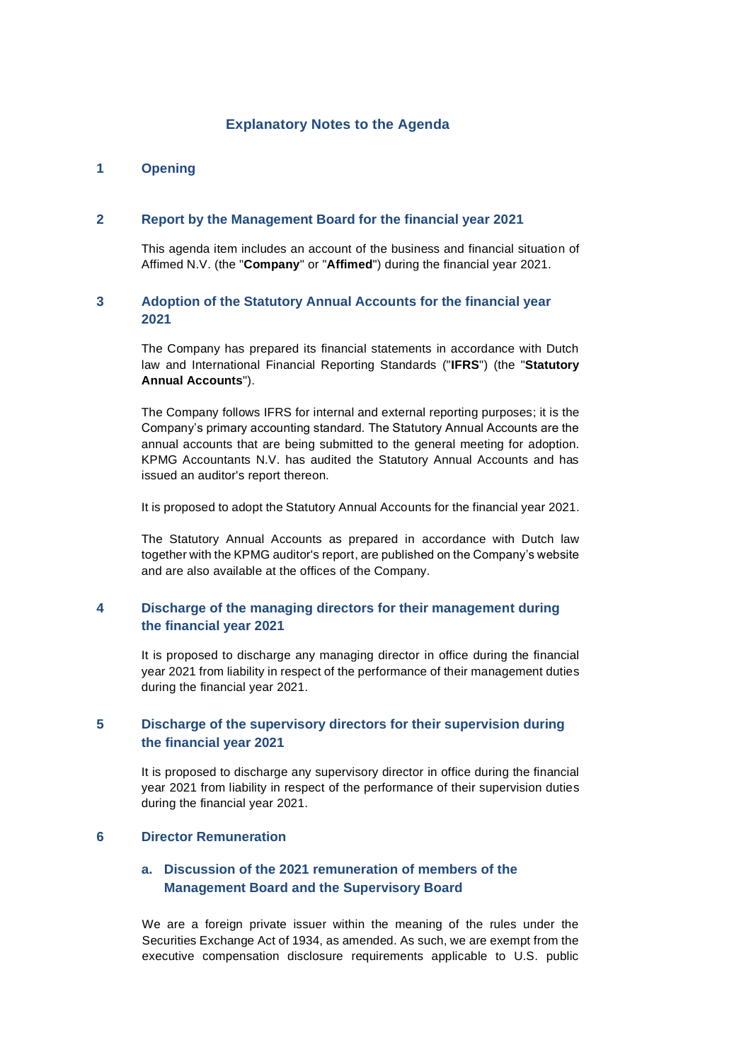## Explanatory Notes to the Agenda

### 1 Opening

### 2 Report by the Management Board for the financial year 2021

This agenda item includes an account of the business and financial situation of Affimed N.V. (the "**Company**" or "**Affimed**") during the financial year 2021.

### 3 Adoption of the Statutory Annual Accounts for the financial year 2021

The Company has prepared its financial statements in accordance with Dutch law and International Financial Reporting Standards ("**IFRS**") (the "**Statutory Annual Accounts**").

The Company follows IFRS for internal and external reporting purposes; it is the Company's primary accounting standard. The Statutory Annual Accounts are the annual accounts that are being submitted to the general meeting for adoption. KPMG Accountants N.V. has audited the Statutory Annual Accounts and has issued an auditor's report thereon.

It is proposed to adopt the Statutory Annual Accounts for the financial year 2021.

The Statutory Annual Accounts as prepared in accordance with Dutch law together with the KPMG auditor's report, are published on the Company's website and are also available at the offices of the Company.

### 4 Discharge of the managing directors for their management during the financial year 2021

It is proposed to discharge any managing director in office during the financial year 2021 from liability in respect of the performance of their management duties during the financial year 2021.

### 5 Discharge of the supervisory directors for their supervision during the financial year 2021

It is proposed to discharge any supervisory director in office during the financial year 2021 from liability in respect of the performance of their supervision duties during the financial year 2021.

### 6 Director Remuneration

#### a. Discussion of the 2021 remuneration of members of the Management Board and the Supervisory Board

We are a foreign private issuer within the meaning of the rules under the Securities Exchange Act of 1934, as amended. As such, we are exempt from the executive compensation disclosure requirements applicable to U.S. public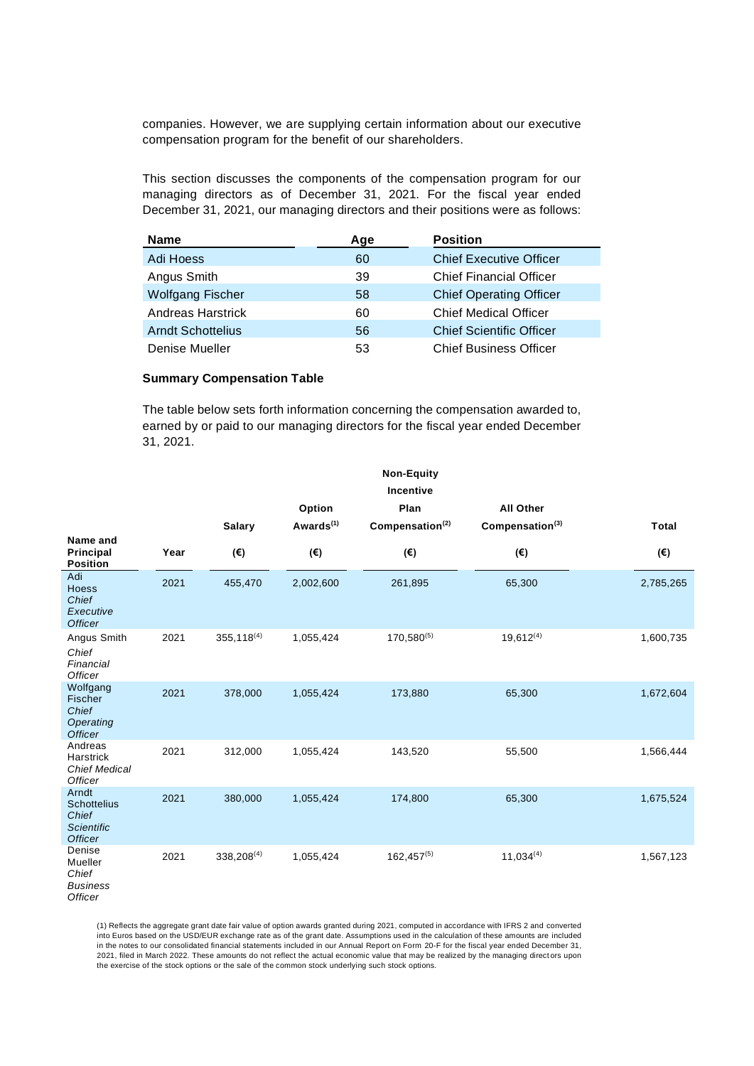companies. However, we are supplying certain information about our executive compensation program for the benefit of our shareholders.

This section discusses the components of the compensation program for our managing directors as of December 31, 2021. For the fiscal year ended December 31, 2021, our managing directors and their positions were as follows:

| Name | Age | Position |
|---|---|---|
| Adi Hoess | 60 | Chief Executive Officer |
| Angus Smith | 39 | Chief Financial Officer |
| Wolfgang Fischer | 58 | Chief Operating Officer |
| Andreas Harstrick | 60 | Chief Medical Officer |
| Arndt Schottelius | 56 | Chief Scientific Officer |
| Denise Mueller | 53 | Chief Business Officer |

**Summary Compensation Table**

The table below sets forth information concerning the compensation awarded to, earned by or paid to our managing directors for the fiscal year ended December 31, 2021.

| Name and Principal Position | Year | Salary (€) | Option Awards[(1)] (€) | Non-Equity Incentive Plan Compensation[(2)] (€) | All Other Compensation[(3)] (€) | Total (€) |
|---|---|---|---|---|---|---|
| Adi Hoess *Chief Executive Officer* | 2021 | 455,470 | 2,002,600 | 261,895 | 65,300 | 2,785,265 |
| Angus Smith *Chief Financial Officer* | 2021 | 355,118[(4)] | 1,055,424 | 170,580[(5)] | 19,612[(4)] | 1,600,735 |
| Wolfgang Fischer *Chief Operating Officer* | 2021 | 378,000 | 1,055,424 | 173,880 | 65,300 | 1,672,604 |
| Andreas Harstrick *Chief Medical Officer* | 2021 | 312,000 | 1,055,424 | 143,520 | 55,500 | 1,566,444 |
| Arndt Schottelius *Chief Scientific Officer* | 2021 | 380,000 | 1,055,424 | 174,800 | 65,300 | 1,675,524 |
| Denise Mueller *Chief Business Officer* | 2021 | 338,208[(4)] | 1,055,424 | 162,457[(5)] | 11,034[(4)] | 1,567,123 |

(1) Reflects the aggregate grant date fair value of option awards granted during 2021, computed in accordance with IFRS 2 and converted into Euros based on the USD/EUR exchange rate as of the grant date. Assumptions used in the calculation of these amounts are included in the notes to our consolidated financial statements included in our Annual Report on Form 20-F for the fiscal year ended December 31, 2021, filed in March 2022. These amounts do not reflect the actual economic value that may be realized by the managing directors upon the exercise of the stock options or the sale of the common stock underlying such stock options.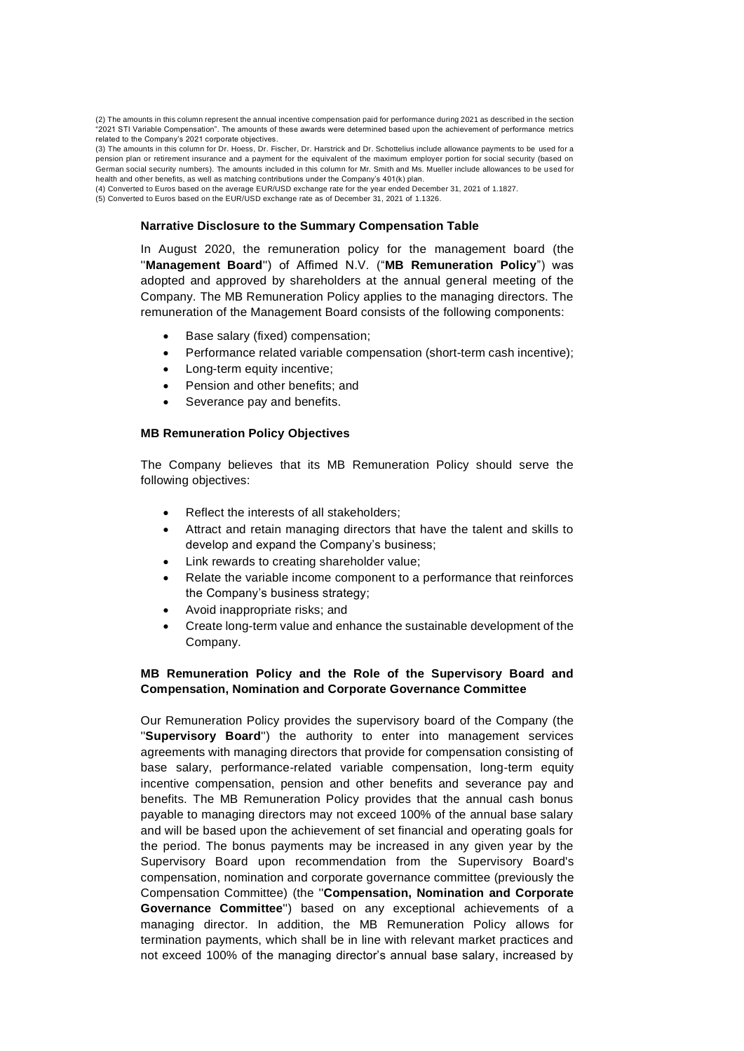(2) The amounts in this column represent the annual incentive compensation paid for performance during 2021 as described in the section "2021 STI Variable Compensation". The amounts of these awards were determined based upon the achievement of performance metrics related to the Company's 2021 corporate objectives.

(3) The amounts in this column for Dr. Hoess, Dr. Fischer, Dr. Harstrick and Dr. Schottelius include allowance payments to be used for a pension plan or retirement insurance and a payment for the equivalent of the maximum employer portion for social security (based on German social security numbers). The amounts included in this column for Mr. Smith and Ms. Mueller include allowances to be used for health and other benefits, as well as matching contributions under the Company's 401(k) plan.

(4) Converted to Euros based on the average EUR/USD exchange rate for the year ended December 31, 2021 of 1.1827.

(5) Converted to Euros based on the EUR/USD exchange rate as of December 31, 2021 of 1.1326.

### Narrative Disclosure to the Summary Compensation Table

In August 2020, the remuneration policy for the management board (the "**Management Board**") of Affimed N.V. ("**MB Remuneration Policy**") was adopted and approved by shareholders at the annual general meeting of the Company. The MB Remuneration Policy applies to the managing directors. The remuneration of the Management Board consists of the following components:

- Base salary (fixed) compensation;
- Performance related variable compensation (short-term cash incentive);
- Long-term equity incentive;
- Pension and other benefits; and
- Severance pay and benefits.

### MB Remuneration Policy Objectives

The Company believes that its MB Remuneration Policy should serve the following objectives:

- Reflect the interests of all stakeholders;
- Attract and retain managing directors that have the talent and skills to develop and expand the Company's business;
- Link rewards to creating shareholder value;
- Relate the variable income component to a performance that reinforces the Company's business strategy;
- Avoid inappropriate risks; and
- Create long-term value and enhance the sustainable development of the Company.

### MB Remuneration Policy and the Role of the Supervisory Board and Compensation, Nomination and Corporate Governance Committee

Our Remuneration Policy provides the supervisory board of the Company (the "**Supervisory Board**") the authority to enter into management services agreements with managing directors that provide for compensation consisting of base salary, performance-related variable compensation, long-term equity incentive compensation, pension and other benefits and severance pay and benefits. The MB Remuneration Policy provides that the annual cash bonus payable to managing directors may not exceed 100% of the annual base salary and will be based upon the achievement of set financial and operating goals for the period. The bonus payments may be increased in any given year by the Supervisory Board upon recommendation from the Supervisory Board's compensation, nomination and corporate governance committee (previously the Compensation Committee) (the "**Compensation, Nomination and Corporate Governance Committee**") based on any exceptional achievements of a managing director. In addition, the MB Remuneration Policy allows for termination payments, which shall be in line with relevant market practices and not exceed 100% of the managing director's annual base salary, increased by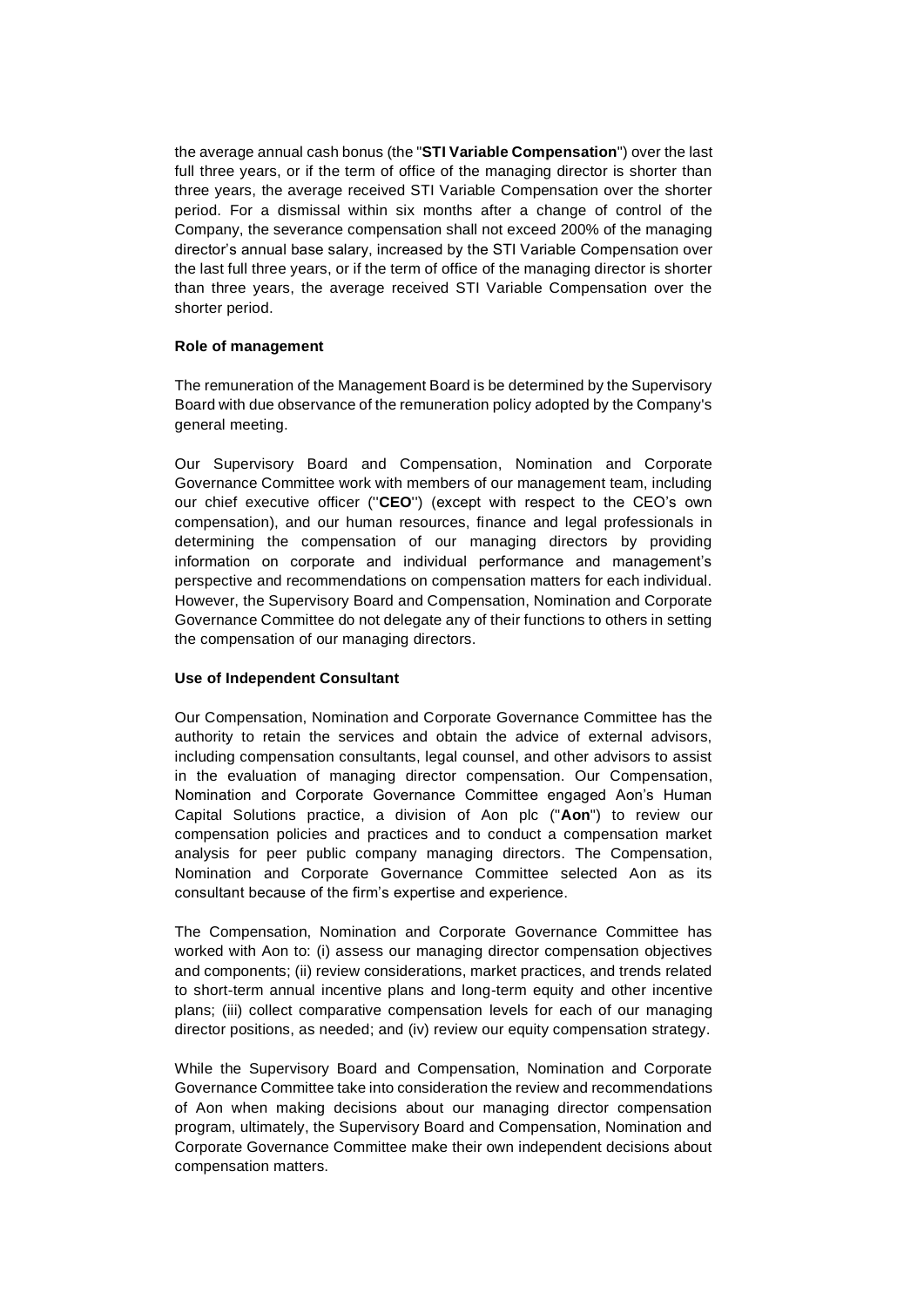the average annual cash bonus (the "**STI Variable Compensation**") over the last full three years, or if the term of office of the managing director is shorter than three years, the average received STI Variable Compensation over the shorter period. For a dismissal within six months after a change of control of the Company, the severance compensation shall not exceed 200% of the managing director's annual base salary, increased by the STI Variable Compensation over the last full three years, or if the term of office of the managing director is shorter than three years, the average received STI Variable Compensation over the shorter period.

**Role of management**

The remuneration of the Management Board is be determined by the Supervisory Board with due observance of the remuneration policy adopted by the Company's general meeting.

Our Supervisory Board and Compensation, Nomination and Corporate Governance Committee work with members of our management team, including our chief executive officer ("**CEO**") (except with respect to the CEO's own compensation), and our human resources, finance and legal professionals in determining the compensation of our managing directors by providing information on corporate and individual performance and management's perspective and recommendations on compensation matters for each individual. However, the Supervisory Board and Compensation, Nomination and Corporate Governance Committee do not delegate any of their functions to others in setting the compensation of our managing directors.

**Use of Independent Consultant**

Our Compensation, Nomination and Corporate Governance Committee has the authority to retain the services and obtain the advice of external advisors, including compensation consultants, legal counsel, and other advisors to assist in the evaluation of managing director compensation. Our Compensation, Nomination and Corporate Governance Committee engaged Aon's Human Capital Solutions practice, a division of Aon plc ("**Aon**") to review our compensation policies and practices and to conduct a compensation market analysis for peer public company managing directors. The Compensation, Nomination and Corporate Governance Committee selected Aon as its consultant because of the firm's expertise and experience.

The Compensation, Nomination and Corporate Governance Committee has worked with Aon to: (i) assess our managing director compensation objectives and components; (ii) review considerations, market practices, and trends related to short-term annual incentive plans and long-term equity and other incentive plans; (iii) collect comparative compensation levels for each of our managing director positions, as needed; and (iv) review our equity compensation strategy.

While the Supervisory Board and Compensation, Nomination and Corporate Governance Committee take into consideration the review and recommendations of Aon when making decisions about our managing director compensation program, ultimately, the Supervisory Board and Compensation, Nomination and Corporate Governance Committee make their own independent decisions about compensation matters.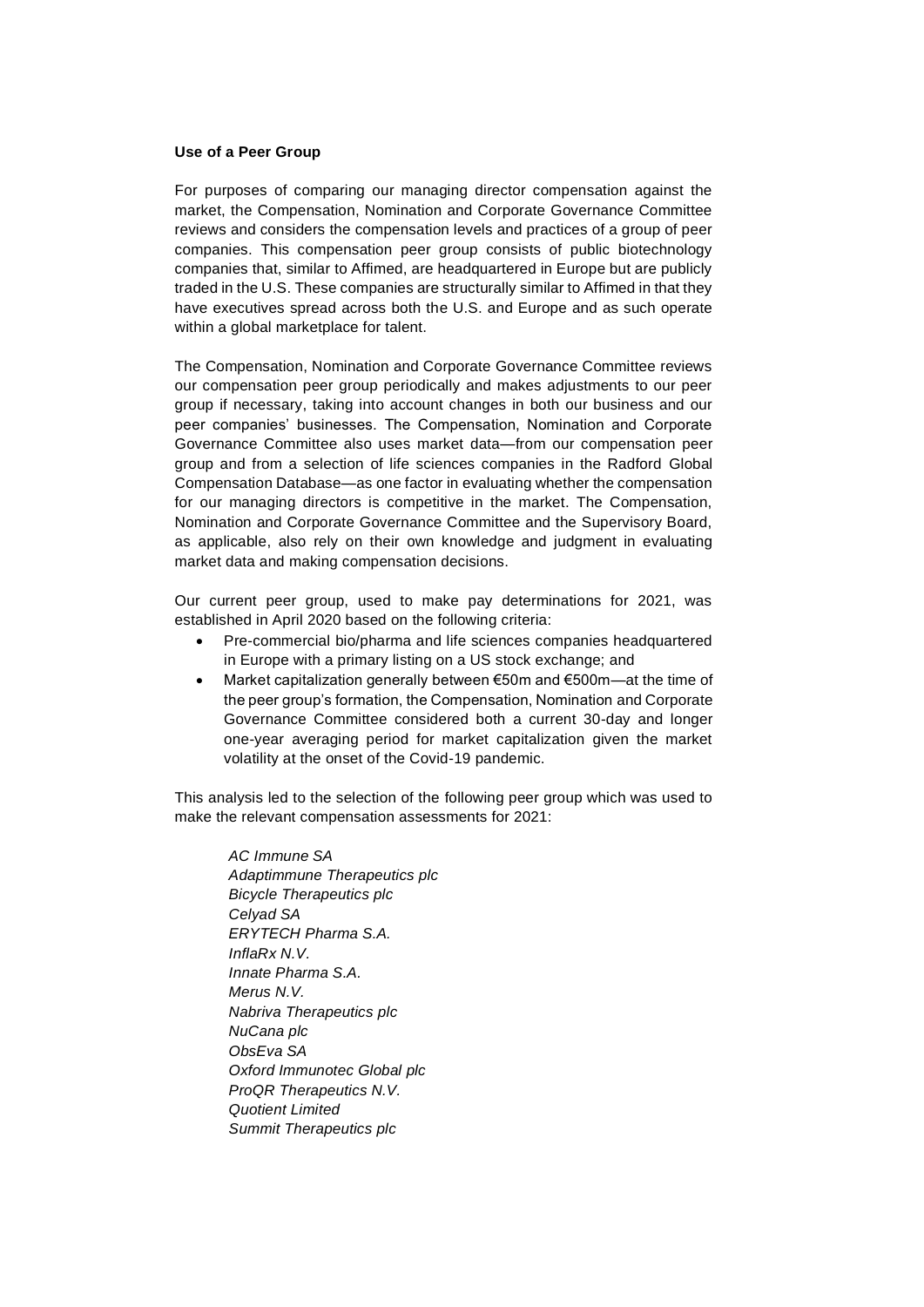**Use of a Peer Group**

For purposes of comparing our managing director compensation against the market, the Compensation, Nomination and Corporate Governance Committee reviews and considers the compensation levels and practices of a group of peer companies. This compensation peer group consists of public biotechnology companies that, similar to Affimed, are headquartered in Europe but are publicly traded in the U.S. These companies are structurally similar to Affimed in that they have executives spread across both the U.S. and Europe and as such operate within a global marketplace for talent.

The Compensation, Nomination and Corporate Governance Committee reviews our compensation peer group periodically and makes adjustments to our peer group if necessary, taking into account changes in both our business and our peer companies' businesses. The Compensation, Nomination and Corporate Governance Committee also uses market data—from our compensation peer group and from a selection of life sciences companies in the Radford Global Compensation Database—as one factor in evaluating whether the compensation for our managing directors is competitive in the market. The Compensation, Nomination and Corporate Governance Committee and the Supervisory Board, as applicable, also rely on their own knowledge and judgment in evaluating market data and making compensation decisions.

Our current peer group, used to make pay determinations for 2021, was established in April 2020 based on the following criteria:

- Pre-commercial bio/pharma and life sciences companies headquartered in Europe with a primary listing on a US stock exchange; and
- Market capitalization generally between €50m and €500m—at the time of the peer group's formation, the Compensation, Nomination and Corporate Governance Committee considered both a current 30-day and longer one-year averaging period for market capitalization given the market volatility at the onset of the Covid-19 pandemic.

This analysis led to the selection of the following peer group which was used to make the relevant compensation assessments for 2021:

*AC Immune SA*
*Adaptimmune Therapeutics plc*
*Bicycle Therapeutics plc*
*Celyad SA*
*ERYTECH Pharma S.A.*
*InflaRx N.V.*
*Innate Pharma S.A.*
*Merus N.V.*
*Nabriva Therapeutics plc*
*NuCana plc*
*ObsEva SA*
*Oxford Immunotec Global plc*
*ProQR Therapeutics N.V.*
*Quotient Limited*
*Summit Therapeutics plc*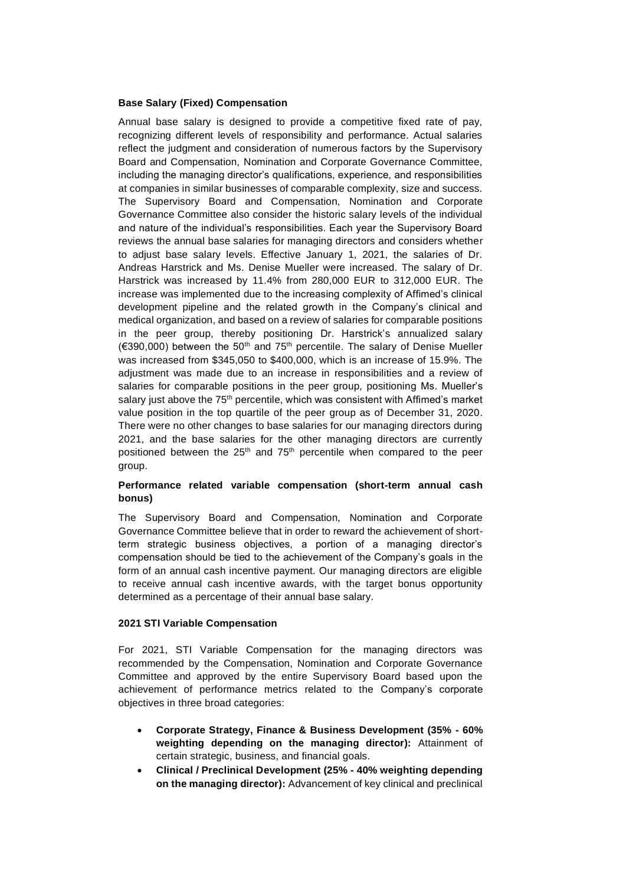**Base Salary (Fixed) Compensation**

Annual base salary is designed to provide a competitive fixed rate of pay, recognizing different levels of responsibility and performance. Actual salaries reflect the judgment and consideration of numerous factors by the Supervisory Board and Compensation, Nomination and Corporate Governance Committee, including the managing director's qualifications, experience, and responsibilities at companies in similar businesses of comparable complexity, size and success. The Supervisory Board and Compensation, Nomination and Corporate Governance Committee also consider the historic salary levels of the individual and nature of the individual's responsibilities. Each year the Supervisory Board reviews the annual base salaries for managing directors and considers whether to adjust base salary levels. Effective January 1, 2021, the salaries of Dr. Andreas Harstrick and Ms. Denise Mueller were increased. The salary of Dr. Harstrick was increased by 11.4% from 280,000 EUR to 312,000 EUR. The increase was implemented due to the increasing complexity of Affimed's clinical development pipeline and the related growth in the Company's clinical and medical organization, and based on a review of salaries for comparable positions in the peer group, thereby positioning Dr. Harstrick's annualized salary (€390,000) between the 50th and 75th percentile. The salary of Denise Mueller was increased from $345,050 to $400,000, which is an increase of 15.9%. The adjustment was made due to an increase in responsibilities and a review of salaries for comparable positions in the peer group, positioning Ms. Mueller's salary just above the 75th percentile, which was consistent with Affimed's market value position in the top quartile of the peer group as of December 31, 2020. There were no other changes to base salaries for our managing directors during 2021, and the base salaries for the other managing directors are currently positioned between the 25th and 75th percentile when compared to the peer group.

**Performance related variable compensation (short-term annual cash bonus)**

The Supervisory Board and Compensation, Nomination and Corporate Governance Committee believe that in order to reward the achievement of short-term strategic business objectives, a portion of a managing director's compensation should be tied to the achievement of the Company's goals in the form of an annual cash incentive payment. Our managing directors are eligible to receive annual cash incentive awards, with the target bonus opportunity determined as a percentage of their annual base salary.

**2021 STI Variable Compensation**

For 2021, STI Variable Compensation for the managing directors was recommended by the Compensation, Nomination and Corporate Governance Committee and approved by the entire Supervisory Board based upon the achievement of performance metrics related to the Company's corporate objectives in three broad categories:

- **Corporate Strategy, Finance & Business Development (35% - 60% weighting depending on the managing director):** Attainment of certain strategic, business, and financial goals.
- **Clinical / Preclinical Development (25% - 40% weighting depending on the managing director):** Advancement of key clinical and preclinical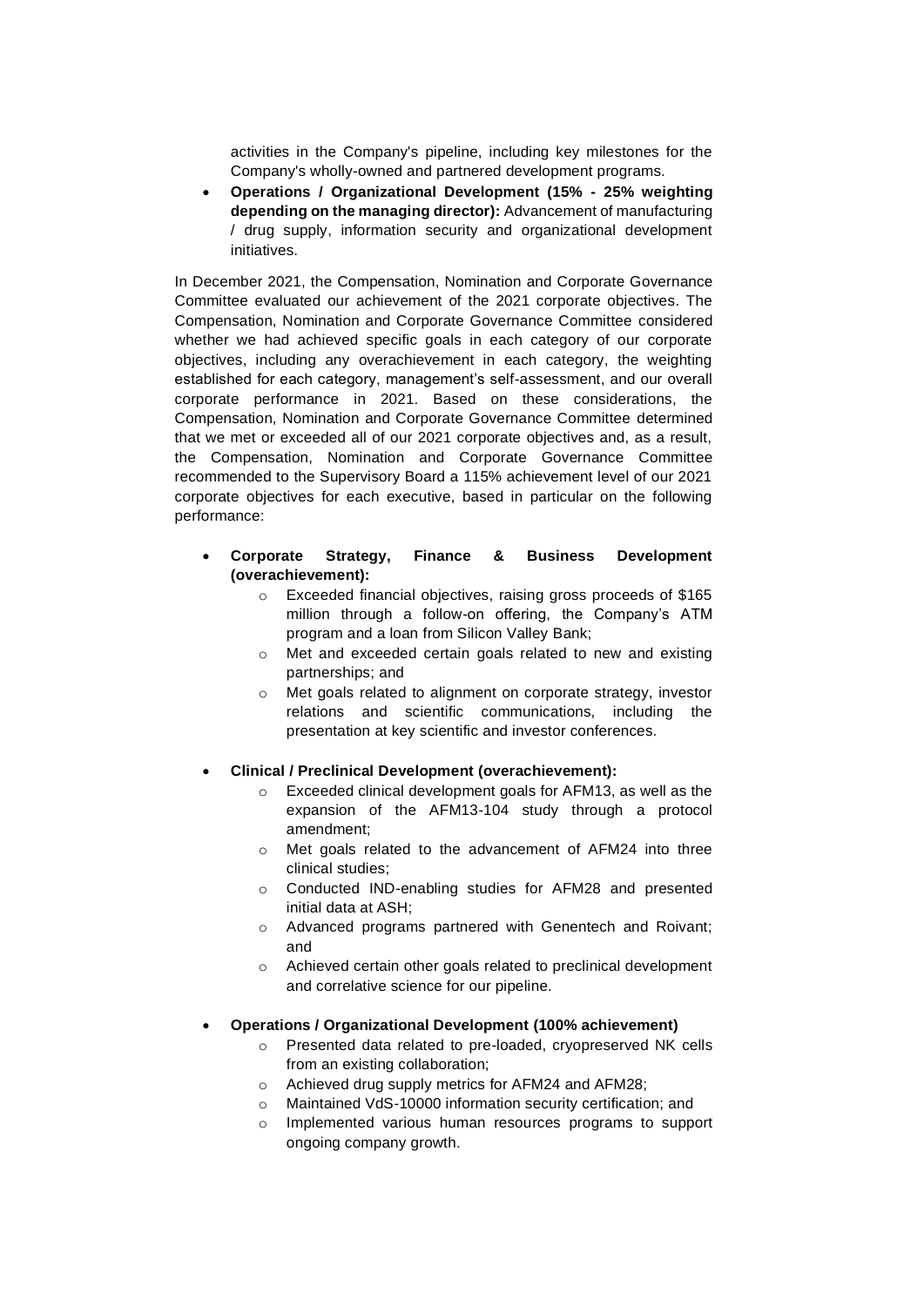activities in the Company's pipeline, including key milestones for the Company's wholly-owned and partnered development programs.

- **Operations / Organizational Development (15% - 25% weighting depending on the managing director):** Advancement of manufacturing / drug supply, information security and organizational development initiatives.

In December 2021, the Compensation, Nomination and Corporate Governance Committee evaluated our achievement of the 2021 corporate objectives. The Compensation, Nomination and Corporate Governance Committee considered whether we had achieved specific goals in each category of our corporate objectives, including any overachievement in each category, the weighting established for each category, management's self-assessment, and our overall corporate performance in 2021. Based on these considerations, the Compensation, Nomination and Corporate Governance Committee determined that we met or exceeded all of our 2021 corporate objectives and, as a result, the Compensation, Nomination and Corporate Governance Committee recommended to the Supervisory Board a 115% achievement level of our 2021 corporate objectives for each executive, based in particular on the following performance:

- **Corporate Strategy, Finance & Business Development (overachievement):**
  - Exceeded financial objectives, raising gross proceeds of \$165 million through a follow-on offering, the Company's ATM program and a loan from Silicon Valley Bank;
  - Met and exceeded certain goals related to new and existing partnerships; and
  - Met goals related to alignment on corporate strategy, investor relations and scientific communications, including the presentation at key scientific and investor conferences.

- **Clinical / Preclinical Development (overachievement):**
  - Exceeded clinical development goals for AFM13, as well as the expansion of the AFM13-104 study through a protocol amendment;
  - Met goals related to the advancement of AFM24 into three clinical studies;
  - Conducted IND-enabling studies for AFM28 and presented initial data at ASH;
  - Advanced programs partnered with Genentech and Roivant; and
  - Achieved certain other goals related to preclinical development and correlative science for our pipeline.

- **Operations / Organizational Development (100% achievement)**
  - Presented data related to pre-loaded, cryopreserved NK cells from an existing collaboration;
  - Achieved drug supply metrics for AFM24 and AFM28;
  - Maintained VdS-10000 information security certification; and
  - Implemented various human resources programs to support ongoing company growth.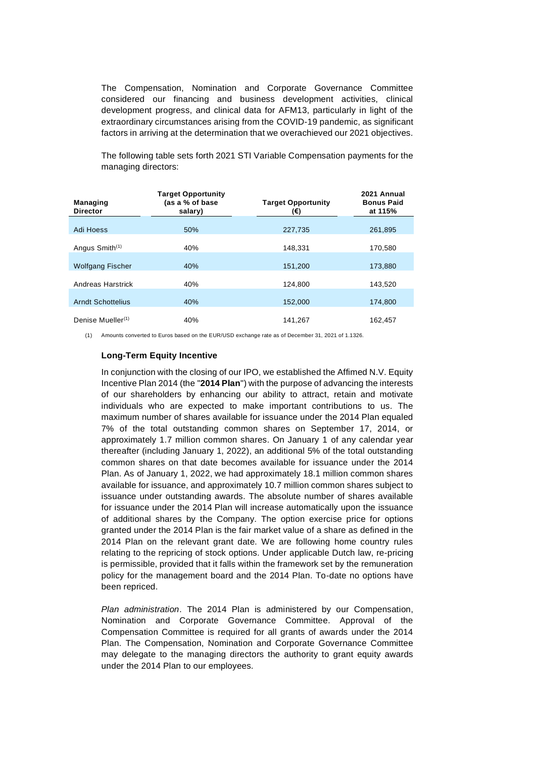The Compensation, Nomination and Corporate Governance Committee considered our financing and business development activities, clinical development progress, and clinical data for AFM13, particularly in light of the extraordinary circumstances arising from the COVID-19 pandemic, as significant factors in arriving at the determination that we overachieved our 2021 objectives.

The following table sets forth 2021 STI Variable Compensation payments for the managing directors:

| Managing Director | Target Opportunity (as a % of base salary) | Target Opportunity (€) | 2021 Annual Bonus Paid at 115% |
|---|---|---|---|
| Adi Hoess | 50% | 227,735 | 261,895 |
| Angus Smith[(1)] | 40% | 148,331 | 170,580 |
| Wolfgang Fischer | 40% | 151,200 | 173,880 |
| Andreas Harstrick | 40% | 124,800 | 143,520 |
| Arndt Schottelius | 40% | 152,000 | 174,800 |
| Denise Mueller[(1)] | 40% | 141,267 | 162,457 |

(1) Amounts converted to Euros based on the EUR/USD exchange rate as of December 31, 2021 of 1.1326.

### Long-Term Equity Incentive

In conjunction with the closing of our IPO, we established the Affimed N.V. Equity Incentive Plan 2014 (the "**2014 Plan**") with the purpose of advancing the interests of our shareholders by enhancing our ability to attract, retain and motivate individuals who are expected to make important contributions to us. The maximum number of shares available for issuance under the 2014 Plan equaled 7% of the total outstanding common shares on September 17, 2014, or approximately 1.7 million common shares. On January 1 of any calendar year thereafter (including January 1, 2022), an additional 5% of the total outstanding common shares on that date becomes available for issuance under the 2014 Plan. As of January 1, 2022, we had approximately 18.1 million common shares available for issuance, and approximately 10.7 million common shares subject to issuance under outstanding awards. The absolute number of shares available for issuance under the 2014 Plan will increase automatically upon the issuance of additional shares by the Company. The option exercise price for options granted under the 2014 Plan is the fair market value of a share as defined in the 2014 Plan on the relevant grant date. We are following home country rules relating to the repricing of stock options. Under applicable Dutch law, re-pricing is permissible, provided that it falls within the framework set by the remuneration policy for the management board and the 2014 Plan. To-date no options have been repriced.

*Plan administration*. The 2014 Plan is administered by our Compensation, Nomination and Corporate Governance Committee. Approval of the Compensation Committee is required for all grants of awards under the 2014 Plan. The Compensation, Nomination and Corporate Governance Committee may delegate to the managing directors the authority to grant equity awards under the 2014 Plan to our employees.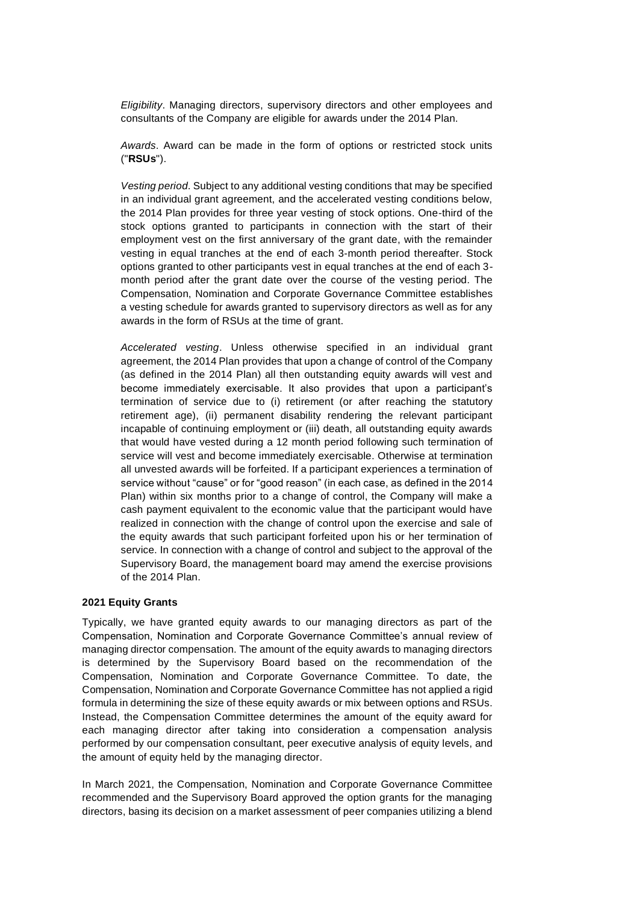*Eligibility*. Managing directors, supervisory directors and other employees and consultants of the Company are eligible for awards under the 2014 Plan.

*Awards*. Award can be made in the form of options or restricted stock units ("**RSUs**").

*Vesting period*. Subject to any additional vesting conditions that may be specified in an individual grant agreement, and the accelerated vesting conditions below, the 2014 Plan provides for three year vesting of stock options. One-third of the stock options granted to participants in connection with the start of their employment vest on the first anniversary of the grant date, with the remainder vesting in equal tranches at the end of each 3-month period thereafter. Stock options granted to other participants vest in equal tranches at the end of each 3-month period after the grant date over the course of the vesting period. The Compensation, Nomination and Corporate Governance Committee establishes a vesting schedule for awards granted to supervisory directors as well as for any awards in the form of RSUs at the time of grant.

*Accelerated vesting*. Unless otherwise specified in an individual grant agreement, the 2014 Plan provides that upon a change of control of the Company (as defined in the 2014 Plan) all then outstanding equity awards will vest and become immediately exercisable. It also provides that upon a participant's termination of service due to (i) retirement (or after reaching the statutory retirement age), (ii) permanent disability rendering the relevant participant incapable of continuing employment or (iii) death, all outstanding equity awards that would have vested during a 12 month period following such termination of service will vest and become immediately exercisable. Otherwise at termination all unvested awards will be forfeited. If a participant experiences a termination of service without "cause" or for "good reason" (in each case, as defined in the 2014 Plan) within six months prior to a change of control, the Company will make a cash payment equivalent to the economic value that the participant would have realized in connection with the change of control upon the exercise and sale of the equity awards that such participant forfeited upon his or her termination of service. In connection with a change of control and subject to the approval of the Supervisory Board, the management board may amend the exercise provisions of the 2014 Plan.

**2021 Equity Grants**

Typically, we have granted equity awards to our managing directors as part of the Compensation, Nomination and Corporate Governance Committee's annual review of managing director compensation. The amount of the equity awards to managing directors is determined by the Supervisory Board based on the recommendation of the Compensation, Nomination and Corporate Governance Committee. To date, the Compensation, Nomination and Corporate Governance Committee has not applied a rigid formula in determining the size of these equity awards or mix between options and RSUs. Instead, the Compensation Committee determines the amount of the equity award for each managing director after taking into consideration a compensation analysis performed by our compensation consultant, peer executive analysis of equity levels, and the amount of equity held by the managing director.

In March 2021, the Compensation, Nomination and Corporate Governance Committee recommended and the Supervisory Board approved the option grants for the managing directors, basing its decision on a market assessment of peer companies utilizing a blend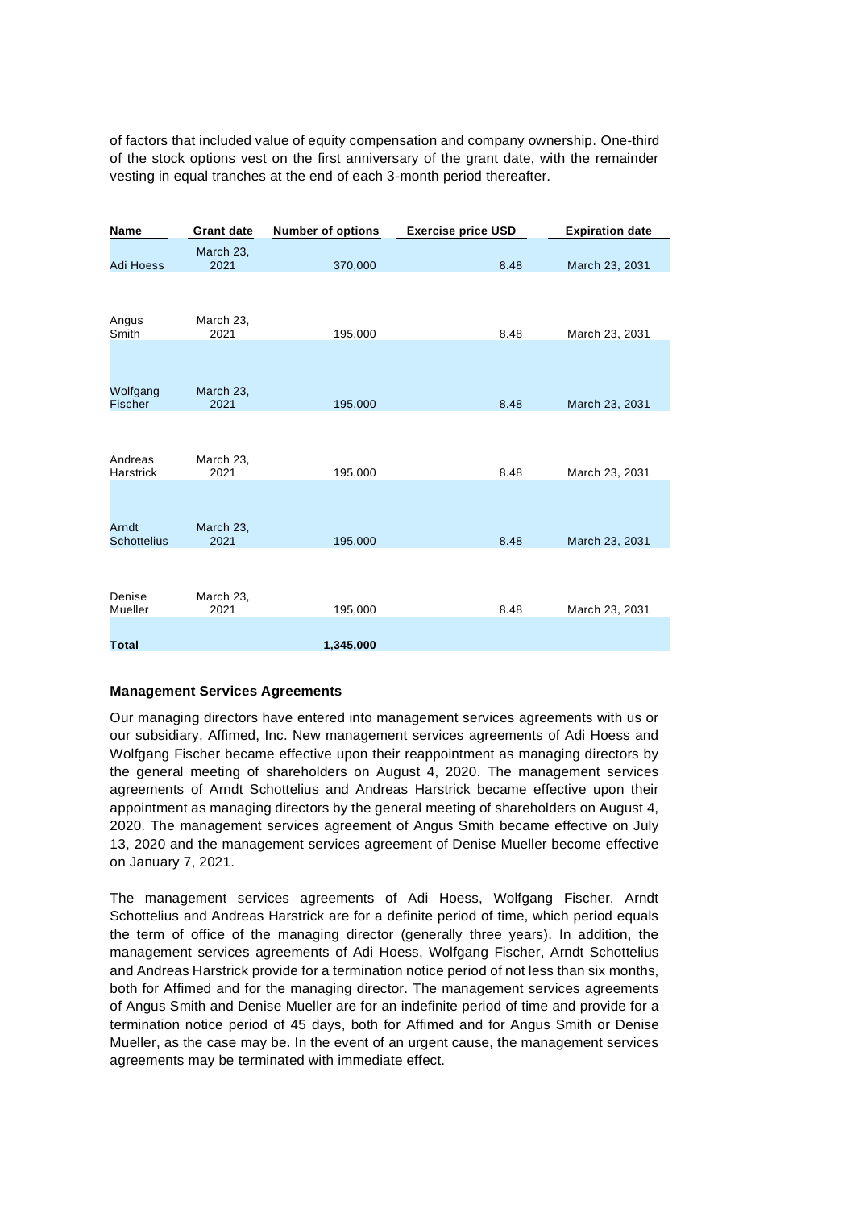of factors that included value of equity compensation and company ownership. One-third of the stock options vest on the first anniversary of the grant date, with the remainder vesting in equal tranches at the end of each 3-month period thereafter.

| Name | Grant date | Number of options | Exercise price USD | Expiration date |
|---|---|---|---|---|
| Adi Hoess | March 23, 2021 | 370,000 | 8.48 | March 23, 2031 |
| Angus Smith | March 23, 2021 | 195,000 | 8.48 | March 23, 2031 |
| Wolfgang Fischer | March 23, 2021 | 195,000 | 8.48 | March 23, 2031 |
| Andreas Harstrick | March 23, 2021 | 195,000 | 8.48 | March 23, 2031 |
| Arndt Schottelius | March 23, 2021 | 195,000 | 8.48 | March 23, 2031 |
| Denise Mueller | March 23, 2021 | 195,000 | 8.48 | March 23, 2031 |
| **Total** | | **1,345,000** | | |

**Management Services Agreements**

Our managing directors have entered into management services agreements with us or our subsidiary, Affimed, Inc. New management services agreements of Adi Hoess and Wolfgang Fischer became effective upon their reappointment as managing directors by the general meeting of shareholders on August 4, 2020. The management services agreements of Arndt Schottelius and Andreas Harstrick became effective upon their appointment as managing directors by the general meeting of shareholders on August 4, 2020. The management services agreement of Angus Smith became effective on July 13, 2020 and the management services agreement of Denise Mueller become effective on January 7, 2021.

The management services agreements of Adi Hoess, Wolfgang Fischer, Arndt Schottelius and Andreas Harstrick are for a definite period of time, which period equals the term of office of the managing director (generally three years). In addition, the management services agreements of Adi Hoess, Wolfgang Fischer, Arndt Schottelius and Andreas Harstrick provide for a termination notice period of not less than six months, both for Affimed and for the managing director. The management services agreements of Angus Smith and Denise Mueller are for an indefinite period of time and provide for a termination notice period of 45 days, both for Affimed and for Angus Smith or Denise Mueller, as the case may be. In the event of an urgent cause, the management services agreements may be terminated with immediate effect.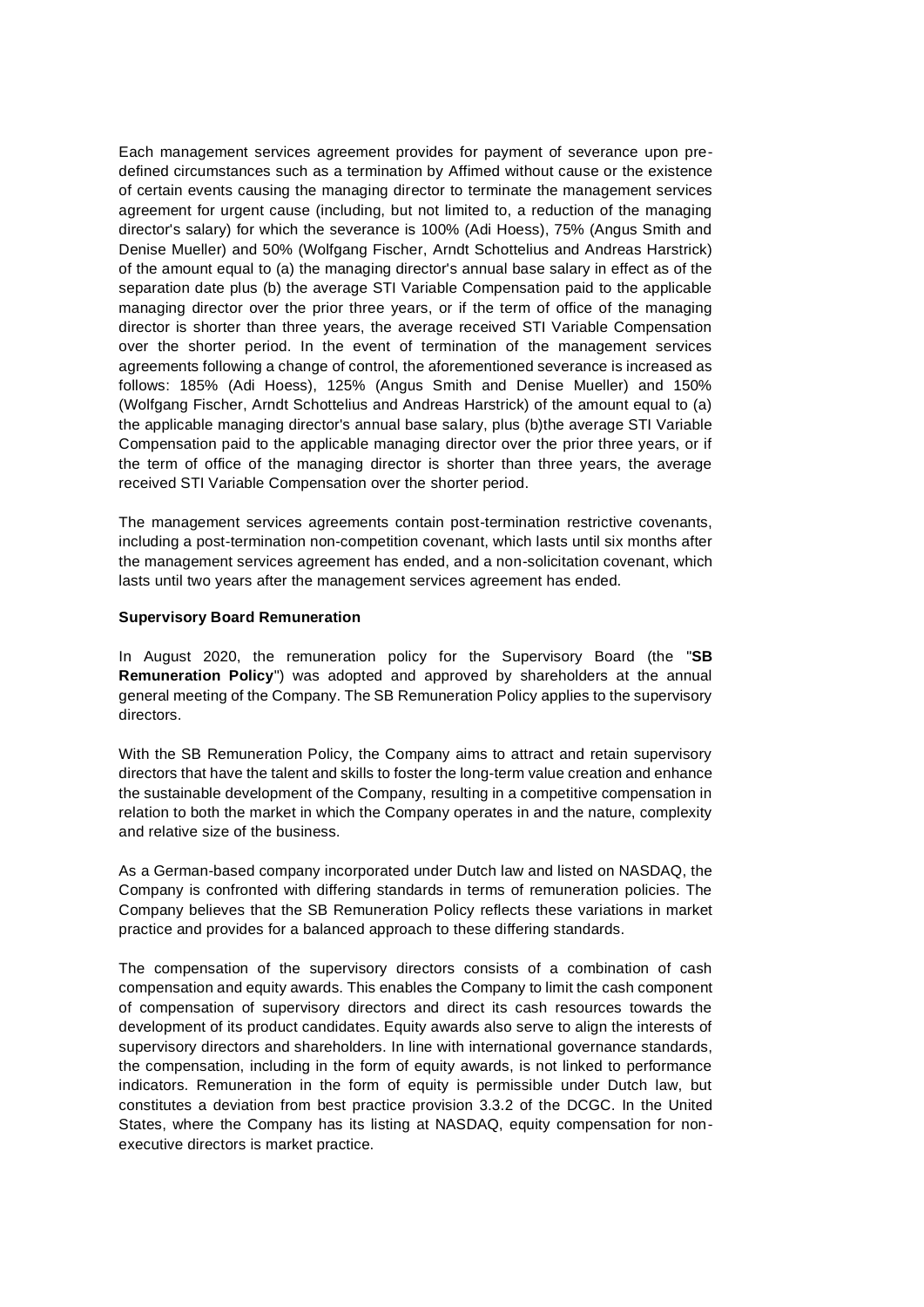Each management services agreement provides for payment of severance upon pre-defined circumstances such as a termination by Affimed without cause or the existence of certain events causing the managing director to terminate the management services agreement for urgent cause (including, but not limited to, a reduction of the managing director's salary) for which the severance is 100% (Adi Hoess), 75% (Angus Smith and Denise Mueller) and 50% (Wolfgang Fischer, Arndt Schottelius and Andreas Harstrick) of the amount equal to (a) the managing director's annual base salary in effect as of the separation date plus (b) the average STI Variable Compensation paid to the applicable managing director over the prior three years, or if the term of office of the managing director is shorter than three years, the average received STI Variable Compensation over the shorter period. In the event of termination of the management services agreements following a change of control, the aforementioned severance is increased as follows: 185% (Adi Hoess), 125% (Angus Smith and Denise Mueller) and 150% (Wolfgang Fischer, Arndt Schottelius and Andreas Harstrick) of the amount equal to (a) the applicable managing director's annual base salary, plus (b)the average STI Variable Compensation paid to the applicable managing director over the prior three years, or if the term of office of the managing director is shorter than three years, the average received STI Variable Compensation over the shorter period.

The management services agreements contain post-termination restrictive covenants, including a post-termination non-competition covenant, which lasts until six months after the management services agreement has ended, and a non-solicitation covenant, which lasts until two years after the management services agreement has ended.

**Supervisory Board Remuneration**

In August 2020, the remuneration policy for the Supervisory Board (the "**SB Remuneration Policy**") was adopted and approved by shareholders at the annual general meeting of the Company. The SB Remuneration Policy applies to the supervisory directors.

With the SB Remuneration Policy, the Company aims to attract and retain supervisory directors that have the talent and skills to foster the long-term value creation and enhance the sustainable development of the Company, resulting in a competitive compensation in relation to both the market in which the Company operates in and the nature, complexity and relative size of the business.

As a German-based company incorporated under Dutch law and listed on NASDAQ, the Company is confronted with differing standards in terms of remuneration policies. The Company believes that the SB Remuneration Policy reflects these variations in market practice and provides for a balanced approach to these differing standards.

The compensation of the supervisory directors consists of a combination of cash compensation and equity awards. This enables the Company to limit the cash component of compensation of supervisory directors and direct its cash resources towards the development of its product candidates. Equity awards also serve to align the interests of supervisory directors and shareholders. In line with international governance standards, the compensation, including in the form of equity awards, is not linked to performance indicators. Remuneration in the form of equity is permissible under Dutch law, but constitutes a deviation from best practice provision 3.3.2 of the DCGC. In the United States, where the Company has its listing at NASDAQ, equity compensation for non-executive directors is market practice.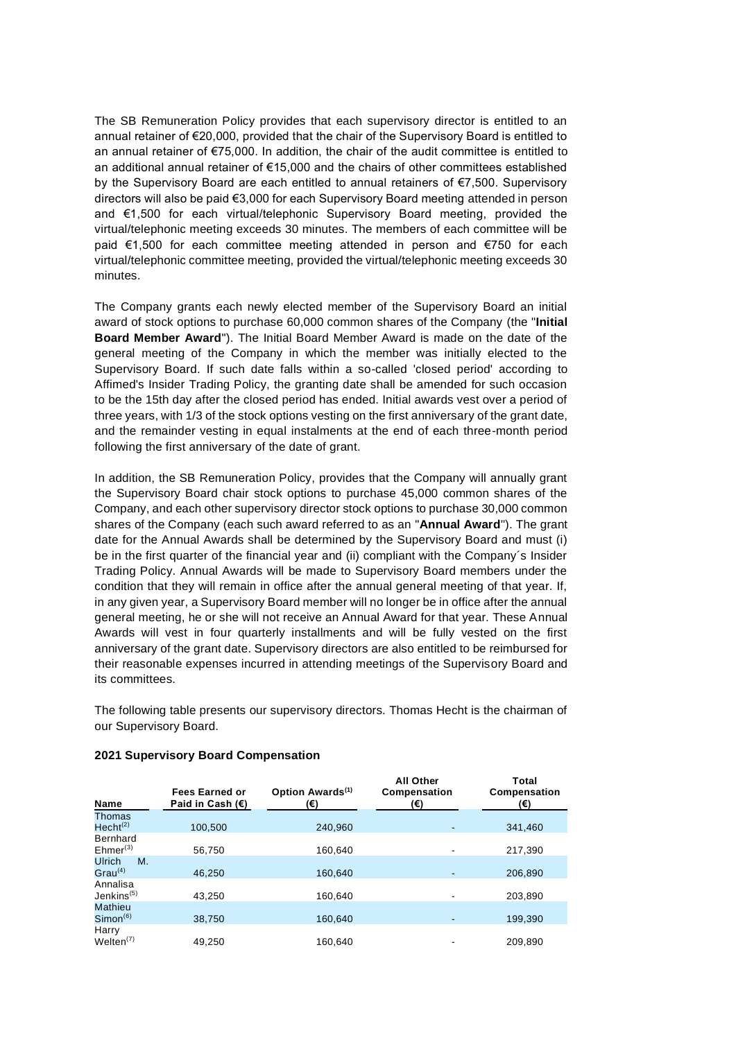The SB Remuneration Policy provides that each supervisory director is entitled to an annual retainer of €20,000, provided that the chair of the Supervisory Board is entitled to an annual retainer of €75,000. In addition, the chair of the audit committee is entitled to an additional annual retainer of €15,000 and the chairs of other committees established by the Supervisory Board are each entitled to annual retainers of €7,500. Supervisory directors will also be paid €3,000 for each Supervisory Board meeting attended in person and €1,500 for each virtual/telephonic Supervisory Board meeting, provided the virtual/telephonic meeting exceeds 30 minutes. The members of each committee will be paid €1,500 for each committee meeting attended in person and €750 for each virtual/telephonic committee meeting, provided the virtual/telephonic meeting exceeds 30 minutes.

The Company grants each newly elected member of the Supervisory Board an initial award of stock options to purchase 60,000 common shares of the Company (the "**Initial Board Member Award**"). The Initial Board Member Award is made on the date of the general meeting of the Company in which the member was initially elected to the Supervisory Board. If such date falls within a so-called 'closed period' according to Affimed's Insider Trading Policy, the granting date shall be amended for such occasion to be the 15th day after the closed period has ended. Initial awards vest over a period of three years, with 1/3 of the stock options vesting on the first anniversary of the grant date, and the remainder vesting in equal instalments at the end of each three-month period following the first anniversary of the date of grant.

In addition, the SB Remuneration Policy, provides that the Company will annually grant the Supervisory Board chair stock options to purchase 45,000 common shares of the Company, and each other supervisory director stock options to purchase 30,000 common shares of the Company (each such award referred to as an "**Annual Award**"). The grant date for the Annual Awards shall be determined by the Supervisory Board and must (i) be in the first quarter of the financial year and (ii) compliant with the Company´s Insider Trading Policy. Annual Awards will be made to Supervisory Board members under the condition that they will remain in office after the annual general meeting of that year. If, in any given year, a Supervisory Board member will no longer be in office after the annual general meeting, he or she will not receive an Annual Award for that year. These Annual Awards will vest in four quarterly installments and will be fully vested on the first anniversary of the grant date. Supervisory directors are also entitled to be reimbursed for their reasonable expenses incurred in attending meetings of the Supervisory Board and its committees.

The following table presents our supervisory directors. Thomas Hecht is the chairman of our Supervisory Board.

**2021 Supervisory Board Compensation**

| Name | Fees Earned or Paid in Cash (€) | Option Awards[1] (€) | All Other Compensation (€) | Total Compensation (€) |
|---|---|---|---|---|
| Thomas Hecht[2] | 100,500 | 240,960 | - | 341,460 |
| Bernhard Ehmer[3] | 56,750 | 160,640 | - | 217,390 |
| Ulrich M. Grau[4] | 46,250 | 160,640 | - | 206,890 |
| Annalisa Jenkins[5] | 43,250 | 160,640 | - | 203,890 |
| Mathieu Simon[6] | 38,750 | 160,640 | - | 199,390 |
| Harry Welten[7] | 49,250 | 160,640 | - | 209,890 |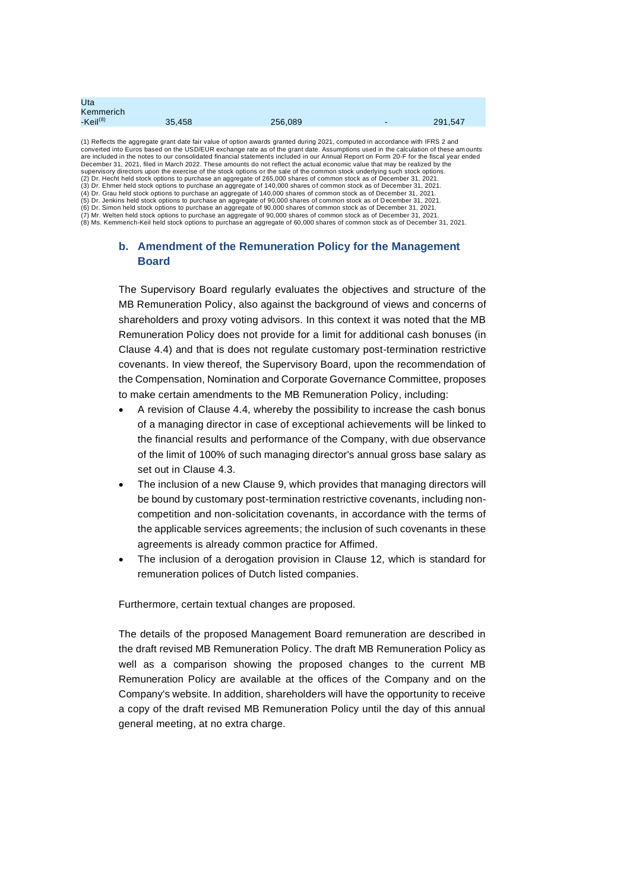| | | | | |
|---|---|---|---|---|
| Uta Kemmerich -Keil[(8)] | 35,458 | 256,089 | - | 291,547 |

(1) Reflects the aggregate grant date fair value of option awards granted during 2021, computed in accordance with IFRS 2 and converted into Euros based on the USD/EUR exchange rate as of the grant date. Assumptions used in the calculation of these amounts are included in the notes to our consolidated financial statements included in our Annual Report on Form 20-F for the fiscal year ended December 31, 2021, filed in March 2022. These amounts do not reflect the actual economic value that may be realized by the supervisory directors upon the exercise of the stock options or the sale of the common stock underlying such stock options.
(2) Dr. Hecht held stock options to purchase an aggregate of 265,000 shares of common stock as of December 31, 2021.
(3) Dr. Ehmer held stock options to purchase an aggregate of 140,000 shares of common stock as of December 31, 2021.
(4) Dr. Grau held stock options to purchase an aggregate of 140,000 shares of common stock as of December 31, 2021.
(5) Dr. Jenkins held stock options to purchase an aggregate of 90,000 shares of common stock as of December 31, 2021.
(6) Dr. Simon held stock options to purchase an aggregate of 90,000 shares of common stock as of December 31, 2021.
(7) Mr. Welten held stock options to purchase an aggregate of 90,000 shares of common stock as of December 31, 2021.
(8) Ms. Kemmerich-Keil held stock options to purchase an aggregate of 60,000 shares of common stock as of December 31, 2021.

## b. Amendment of the Remuneration Policy for the Management Board

The Supervisory Board regularly evaluates the objectives and structure of the MB Remuneration Policy, also against the background of views and concerns of shareholders and proxy voting advisors. In this context it was noted that the MB Remuneration Policy does not provide for a limit for additional cash bonuses (in Clause 4.4) and that is does not regulate customary post-termination restrictive covenants. In view thereof, the Supervisory Board, upon the recommendation of the Compensation, Nomination and Corporate Governance Committee, proposes to make certain amendments to the MB Remuneration Policy, including:

- A revision of Clause 4.4, whereby the possibility to increase the cash bonus of a managing director in case of exceptional achievements will be linked to the financial results and performance of the Company, with due observance of the limit of 100% of such managing director's annual gross base salary as set out in Clause 4.3.
- The inclusion of a new Clause 9, which provides that managing directors will be bound by customary post-termination restrictive covenants, including non-competition and non-solicitation covenants, in accordance with the terms of the applicable services agreements; the inclusion of such covenants in these agreements is already common practice for Affimed.
- The inclusion of a derogation provision in Clause 12, which is standard for remuneration polices of Dutch listed companies.

Furthermore, certain textual changes are proposed.

The details of the proposed Management Board remuneration are described in the draft revised MB Remuneration Policy. The draft MB Remuneration Policy as well as a comparison showing the proposed changes to the current MB Remuneration Policy are available at the offices of the Company and on the Company's website. In addition, shareholders will have the opportunity to receive a copy of the draft revised MB Remuneration Policy until the day of this annual general meeting, at no extra charge.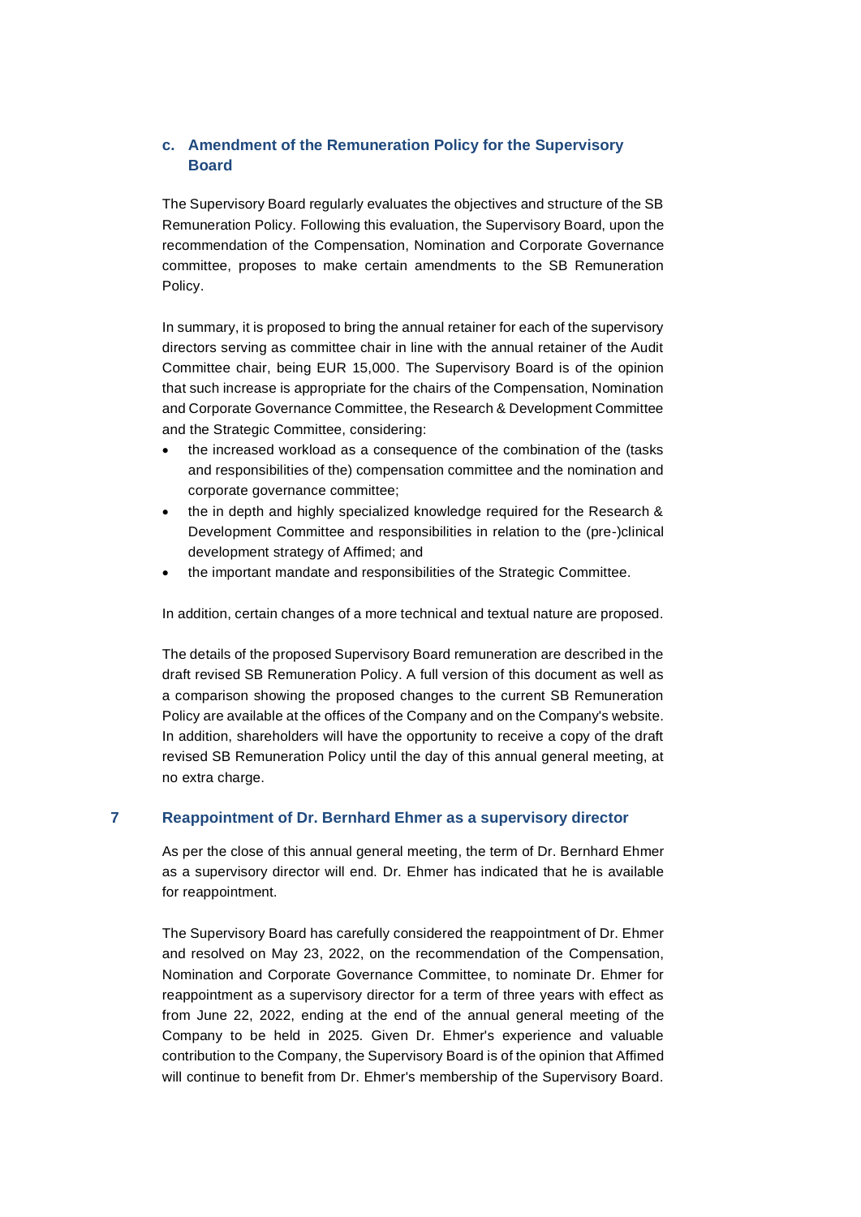### c. Amendment of the Remuneration Policy for the Supervisory Board

The Supervisory Board regularly evaluates the objectives and structure of the SB Remuneration Policy. Following this evaluation, the Supervisory Board, upon the recommendation of the Compensation, Nomination and Corporate Governance committee, proposes to make certain amendments to the SB Remuneration Policy.

In summary, it is proposed to bring the annual retainer for each of the supervisory directors serving as committee chair in line with the annual retainer of the Audit Committee chair, being EUR 15,000. The Supervisory Board is of the opinion that such increase is appropriate for the chairs of the Compensation, Nomination and Corporate Governance Committee, the Research & Development Committee and the Strategic Committee, considering:

- the increased workload as a consequence of the combination of the (tasks and responsibilities of the) compensation committee and the nomination and corporate governance committee;
- the in depth and highly specialized knowledge required for the Research & Development Committee and responsibilities in relation to the (pre-)clinical development strategy of Affimed; and
- the important mandate and responsibilities of the Strategic Committee.

In addition, certain changes of a more technical and textual nature are proposed.

The details of the proposed Supervisory Board remuneration are described in the draft revised SB Remuneration Policy. A full version of this document as well as a comparison showing the proposed changes to the current SB Remuneration Policy are available at the offices of the Company and on the Company's website. In addition, shareholders will have the opportunity to receive a copy of the draft revised SB Remuneration Policy until the day of this annual general meeting, at no extra charge.

## 7 Reappointment of Dr. Bernhard Ehmer as a supervisory director

As per the close of this annual general meeting, the term of Dr. Bernhard Ehmer as a supervisory director will end. Dr. Ehmer has indicated that he is available for reappointment.

The Supervisory Board has carefully considered the reappointment of Dr. Ehmer and resolved on May 23, 2022, on the recommendation of the Compensation, Nomination and Corporate Governance Committee, to nominate Dr. Ehmer for reappointment as a supervisory director for a term of three years with effect as from June 22, 2022, ending at the end of the annual general meeting of the Company to be held in 2025. Given Dr. Ehmer's experience and valuable contribution to the Company, the Supervisory Board is of the opinion that Affimed will continue to benefit from Dr. Ehmer's membership of the Supervisory Board.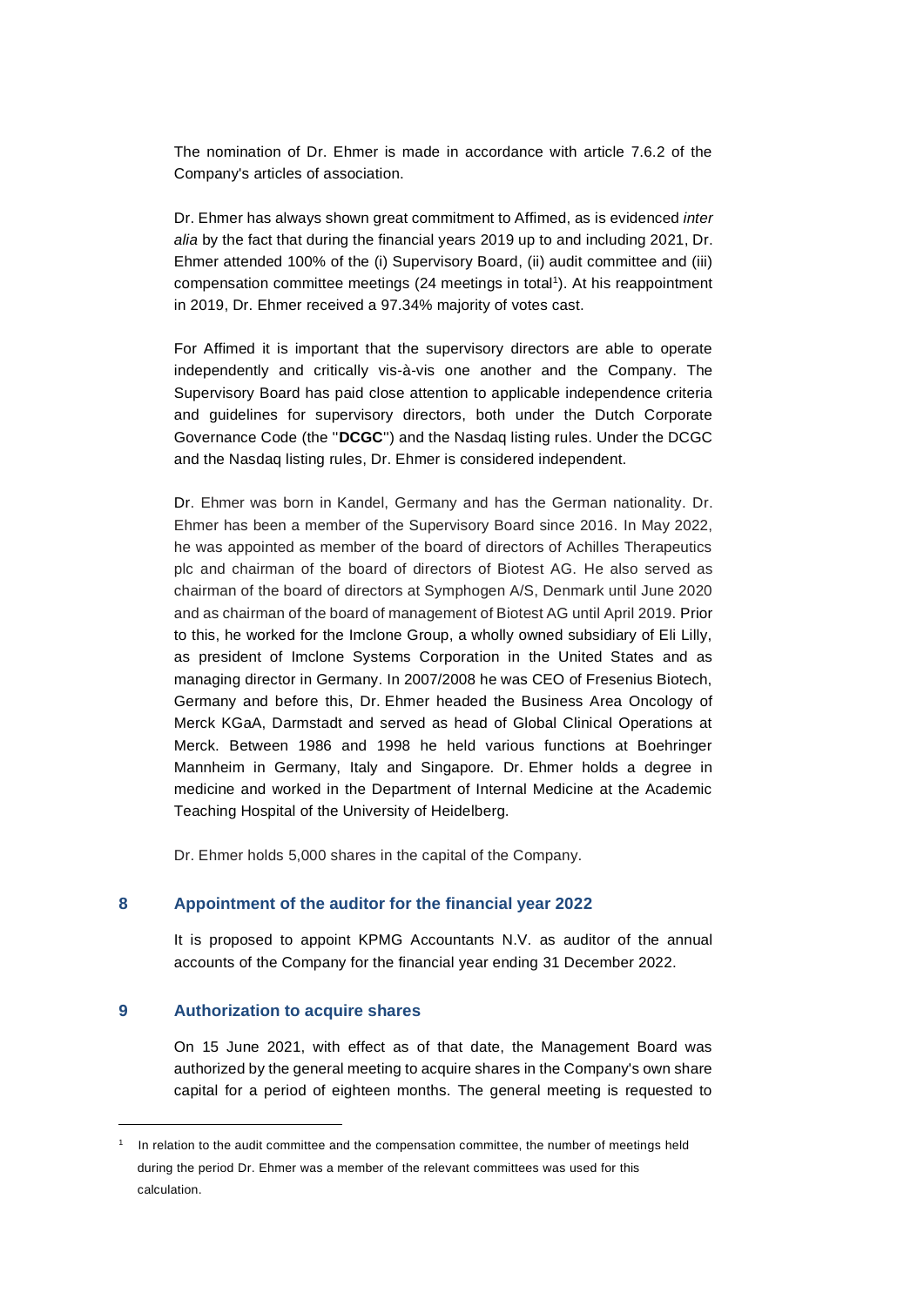The nomination of Dr. Ehmer is made in accordance with article 7.6.2 of the Company's articles of association.

Dr. Ehmer has always shown great commitment to Affimed, as is evidenced *inter alia* by the fact that during the financial years 2019 up to and including 2021, Dr. Ehmer attended 100% of the (i) Supervisory Board, (ii) audit committee and (iii) compensation committee meetings (24 meetings in total[1]). At his reappointment in 2019, Dr. Ehmer received a 97.34% majority of votes cast.

For Affimed it is important that the supervisory directors are able to operate independently and critically vis-à-vis one another and the Company. The Supervisory Board has paid close attention to applicable independence criteria and guidelines for supervisory directors, both under the Dutch Corporate Governance Code (the "**DCGC**") and the Nasdaq listing rules. Under the DCGC and the Nasdaq listing rules, Dr. Ehmer is considered independent.

Dr. Ehmer was born in Kandel, Germany and has the German nationality. Dr. Ehmer has been a member of the Supervisory Board since 2016. In May 2022, he was appointed as member of the board of directors of Achilles Therapeutics plc and chairman of the board of directors of Biotest AG. He also served as chairman of the board of directors at Symphogen A/S, Denmark until June 2020 and as chairman of the board of management of Biotest AG until April 2019. Prior to this, he worked for the Imclone Group, a wholly owned subsidiary of Eli Lilly, as president of Imclone Systems Corporation in the United States and as managing director in Germany. In 2007/2008 he was CEO of Fresenius Biotech, Germany and before this, Dr. Ehmer headed the Business Area Oncology of Merck KGaA, Darmstadt and served as head of Global Clinical Operations at Merck. Between 1986 and 1998 he held various functions at Boehringer Mannheim in Germany, Italy and Singapore. Dr. Ehmer holds a degree in medicine and worked in the Department of Internal Medicine at the Academic Teaching Hospital of the University of Heidelberg.

Dr. Ehmer holds 5,000 shares in the capital of the Company.

## 8 Appointment of the auditor for the financial year 2022

It is proposed to appoint KPMG Accountants N.V. as auditor of the annual accounts of the Company for the financial year ending 31 December 2022.

## 9 Authorization to acquire shares

On 15 June 2021, with effect as of that date, the Management Board was authorized by the general meeting to acquire shares in the Company's own share capital for a period of eighteen months. The general meeting is requested to

---

[1] In relation to the audit committee and the compensation committee, the number of meetings held during the period Dr. Ehmer was a member of the relevant committees was used for this calculation.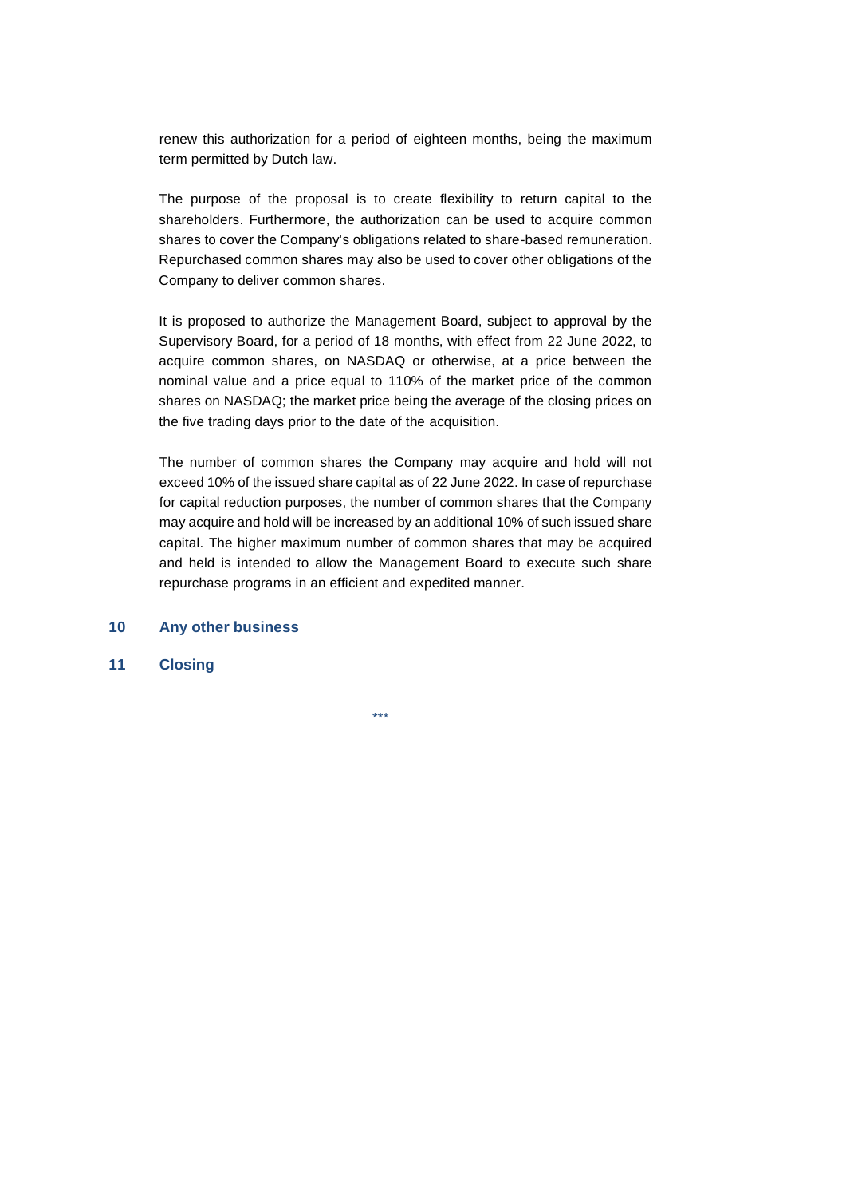renew this authorization for a period of eighteen months, being the maximum term permitted by Dutch law.

The purpose of the proposal is to create flexibility to return capital to the shareholders. Furthermore, the authorization can be used to acquire common shares to cover the Company's obligations related to share-based remuneration. Repurchased common shares may also be used to cover other obligations of the Company to deliver common shares.

It is proposed to authorize the Management Board, subject to approval by the Supervisory Board, for a period of 18 months, with effect from 22 June 2022, to acquire common shares, on NASDAQ or otherwise, at a price between the nominal value and a price equal to 110% of the market price of the common shares on NASDAQ; the market price being the average of the closing prices on the five trading days prior to the date of the acquisition.

The number of common shares the Company may acquire and hold will not exceed 10% of the issued share capital as of 22 June 2022. In case of repurchase for capital reduction purposes, the number of common shares that the Company may acquire and hold will be increased by an additional 10% of such issued share capital. The higher maximum number of common shares that may be acquired and held is intended to allow the Management Board to execute such share repurchase programs in an efficient and expedited manner.

## 10 Any other business

## 11 Closing

***